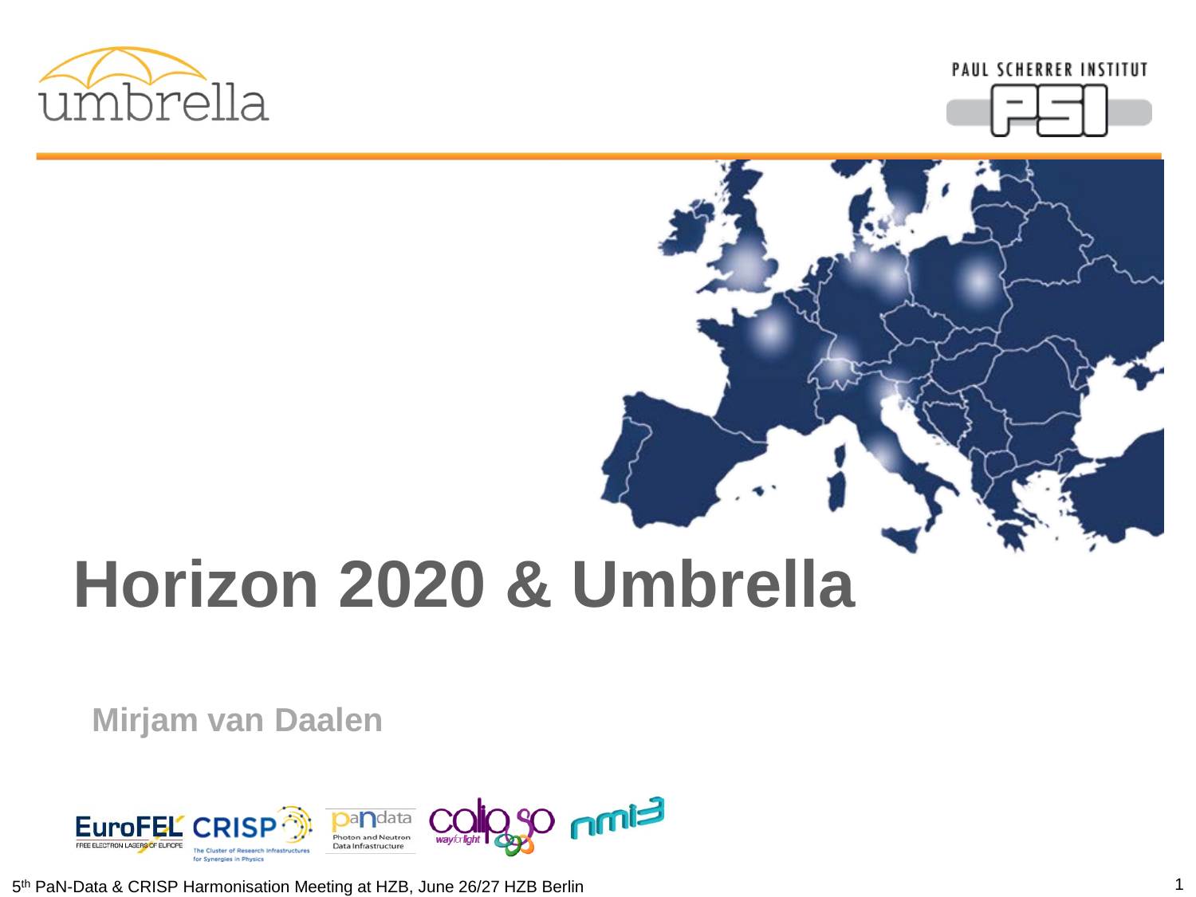# Horizon 2020 & Umbrella

**Mirjam van Daalen**

5th PaN-Data & CRISP Harmonisation Meeting at HZB, June 26/27 HZB Berlin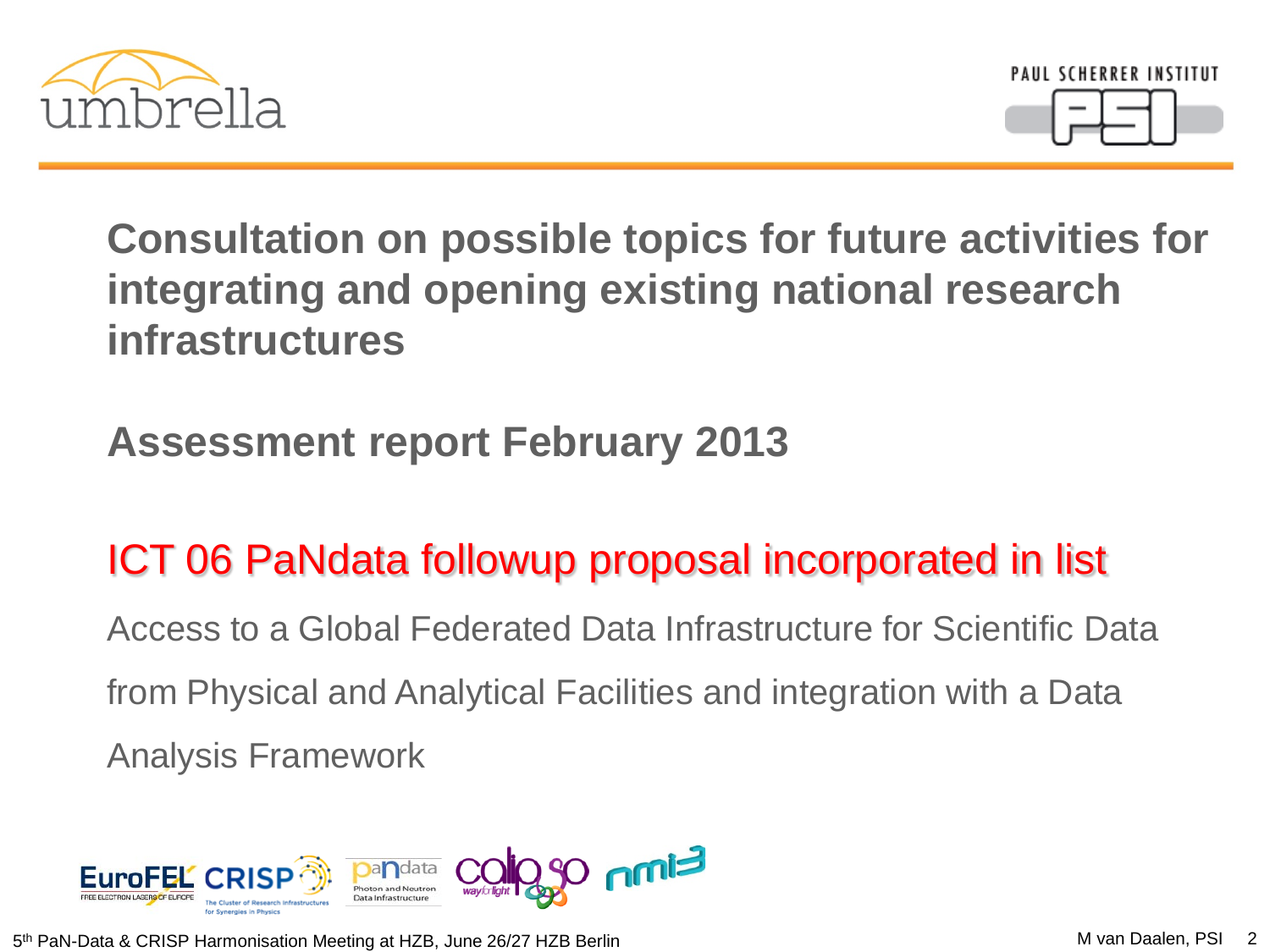# Consultation on possible topics for future activities for integrating and opening existing national research infrastructures

## Assessment report February 2013

## ICT 06 PaNdata followup proposal incorporated in list

Access to a Global Federated Data Infrastructure for Scientific Data from Physical and Analytical Facilities and integration with a Data Analysis Framework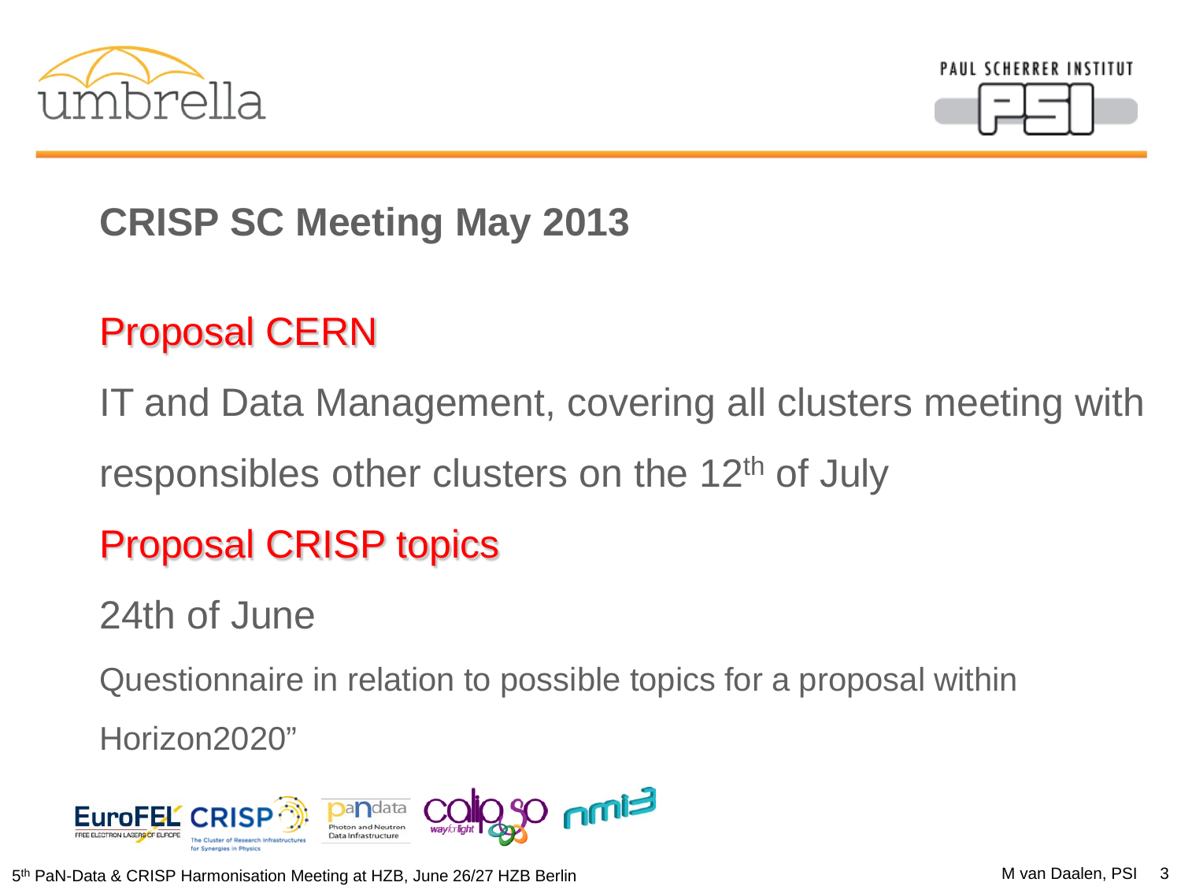# CRISP SC Meeting May 2013

## Proposal CERN

IT and Data Management, covering all clusters meeting with responsibles other clusters on the 12th of July

## Proposal CRISP topics

24th of June

Questionnaire in relation to possible topics for a proposal within Horizon2020"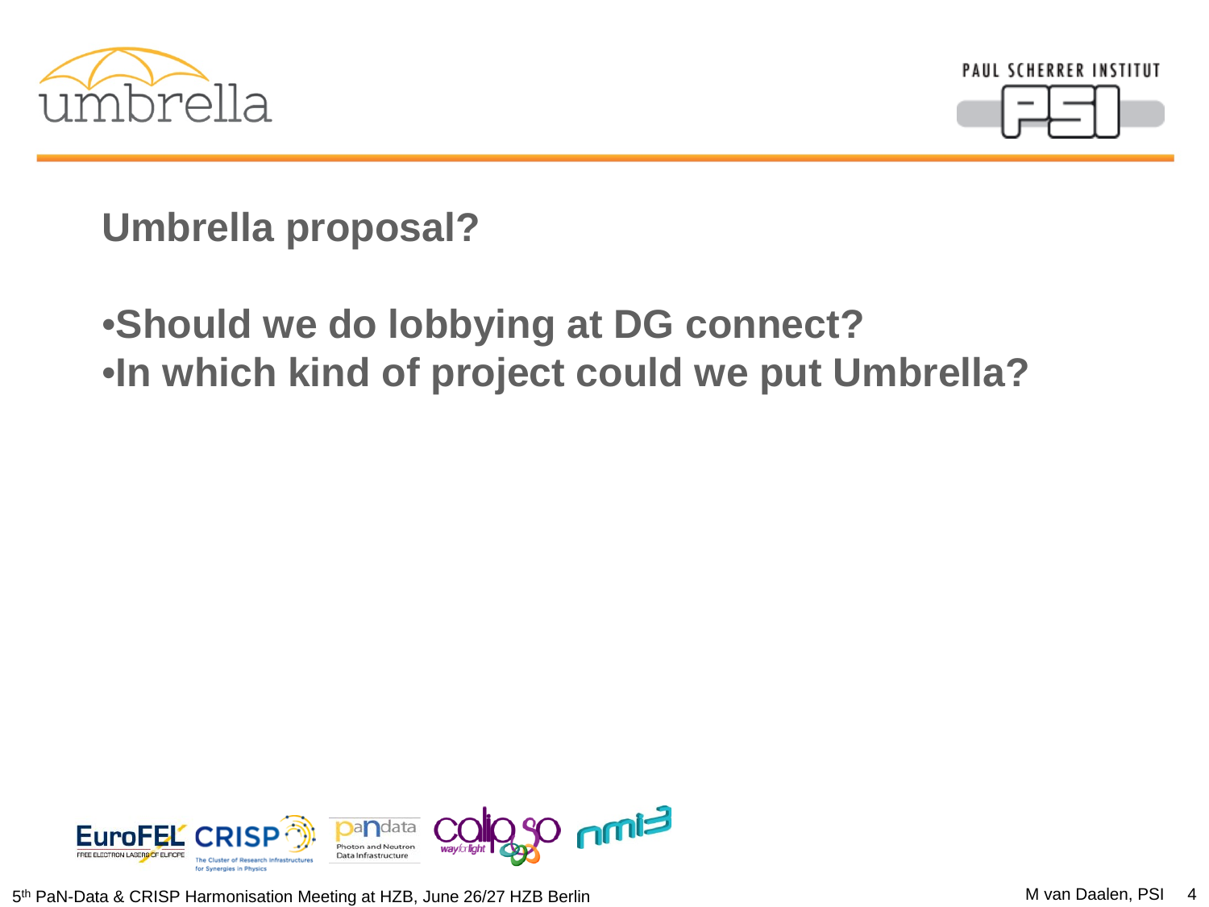# Umbrella proposal?

- **Should we do lobbying at DG connect?**
- **In which kind of project could we put Umbrella?**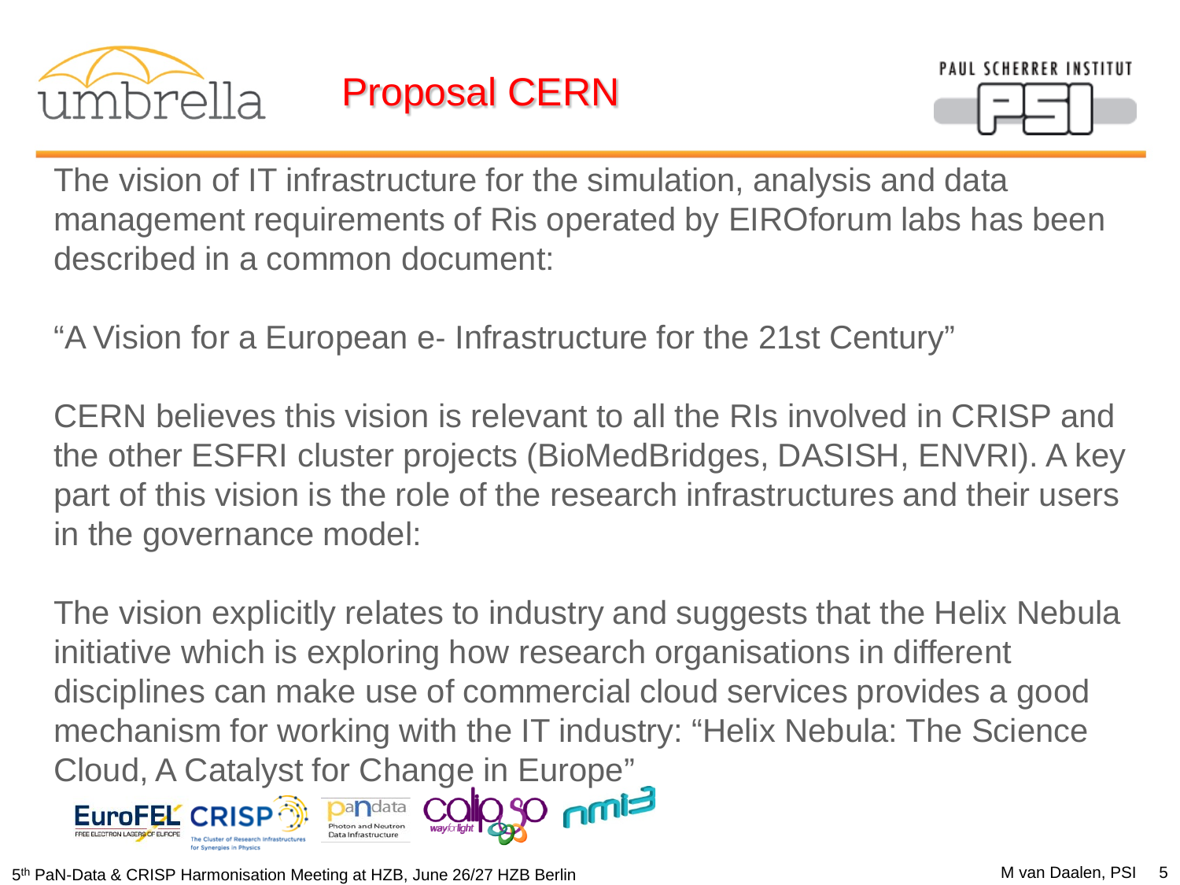# Proposal CERN

The vision of IT infrastructure for the simulation, analysis and data management requirements of Ris operated by EIROforum labs has been described in a common document:

“A Vision for a European e- Infrastructure for the 21st Century”

CERN believes this vision is relevant to all the RIs involved in CRISP and the other ESFRI cluster projects (BioMedBridges, DASISH, ENVRI). A key part of this vision is the role of the research infrastructures and their users in the governance model:

The vision explicitly relates to industry and suggests that the Helix Nebula initiative which is exploring how research organisations in different disciplines can make use of commercial cloud services provides a good mechanism for working with the IT industry: “Helix Nebula: The Science Cloud, A Catalyst for Change in Europe”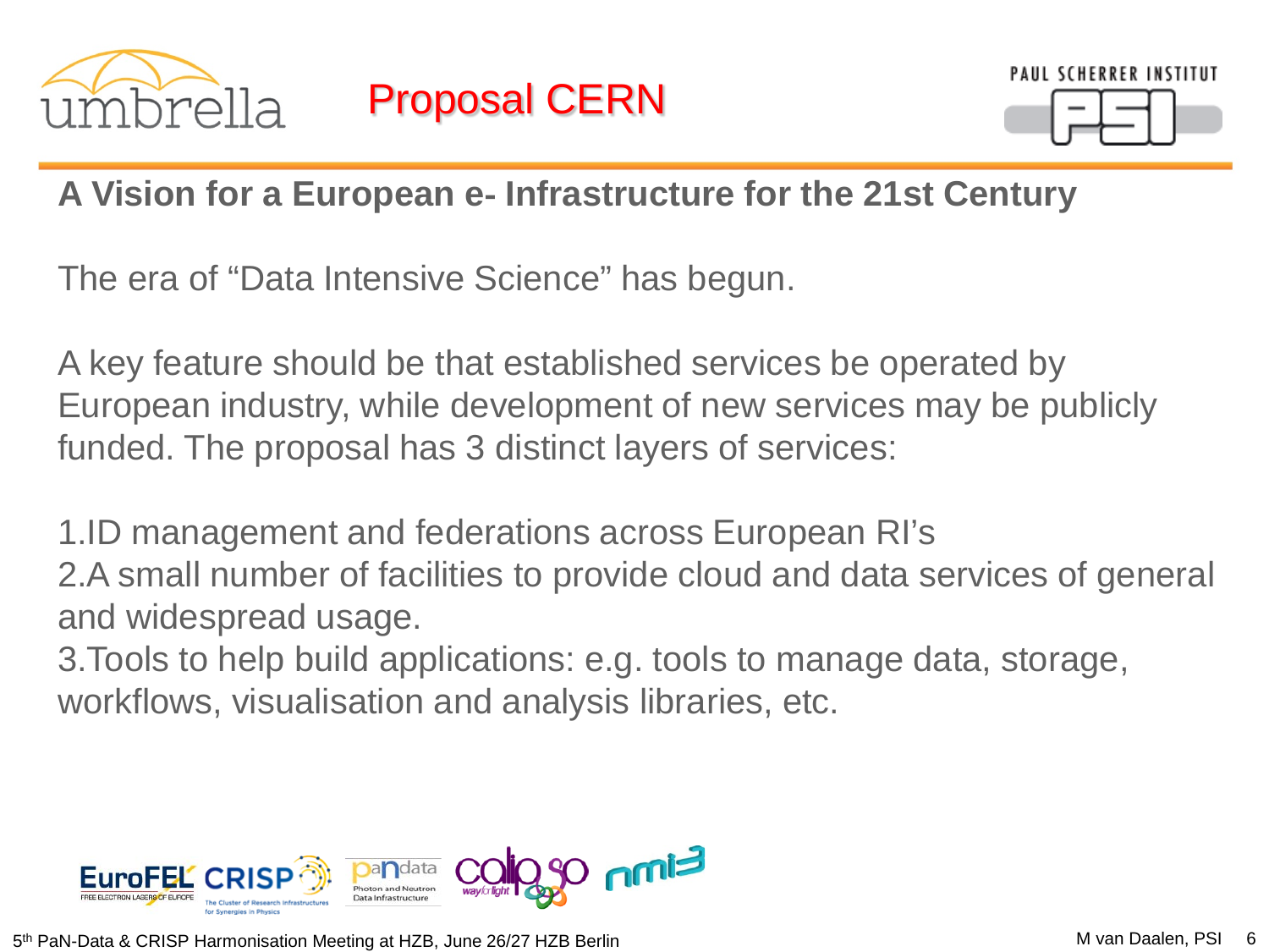# Proposal CERN

## A Vision for a European e- Infrastructure for the 21st Century

The era of "Data Intensive Science" has begun.

A key feature should be that established services be operated by European industry, while development of new services may be publicly funded. The proposal has 3 distinct layers of services:

1. ID management and federations across European RI's
2. A small number of facilities to provide cloud and data services of general and widespread usage.
3. Tools to help build applications: e.g. tools to manage data, storage, workflows, visualisation and analysis libraries, etc.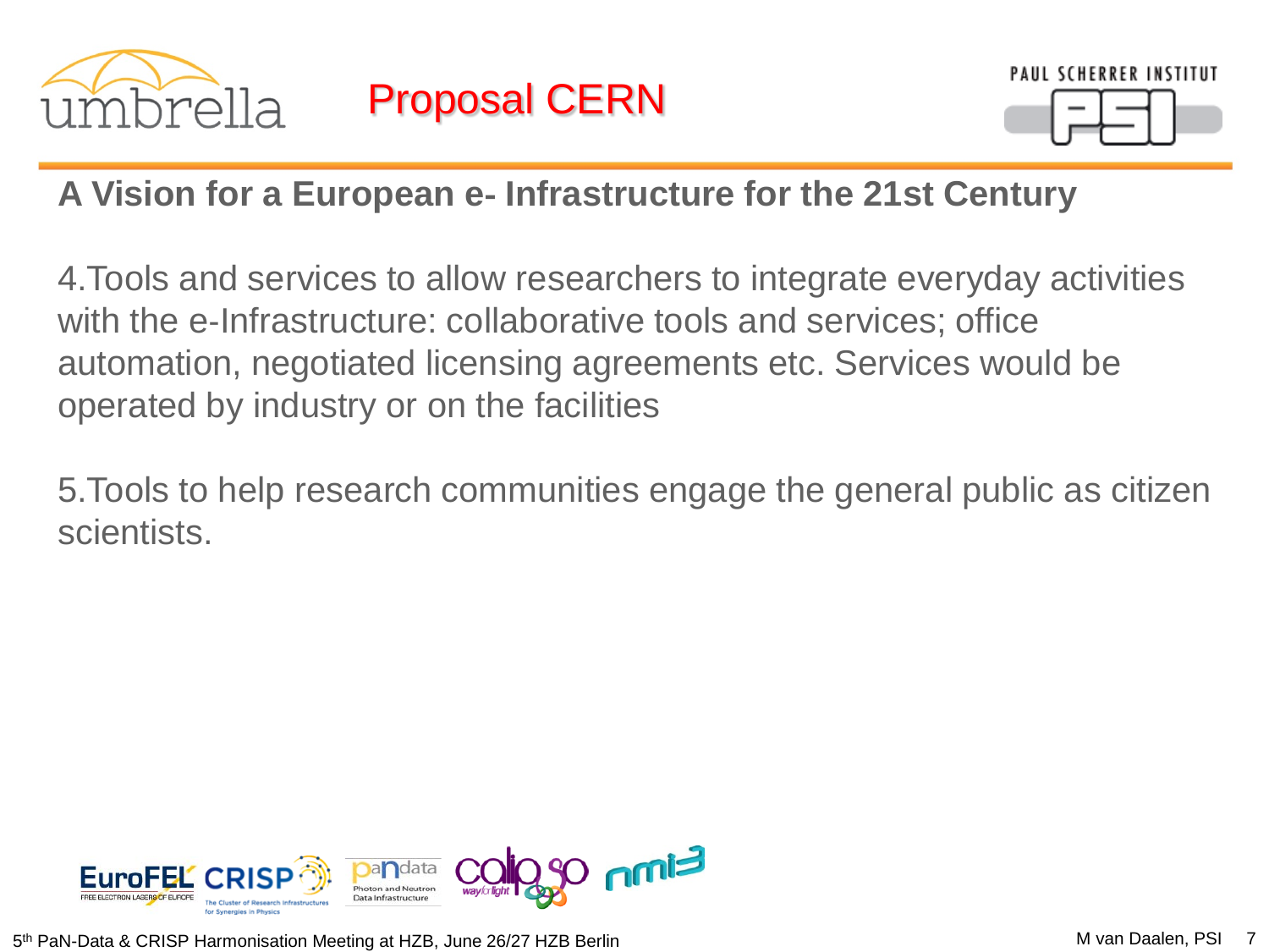# Proposal CERN

## A Vision for a European e- Infrastructure for the 21st Century

4. Tools and services to allow researchers to integrate everyday activities with the e-Infrastructure: collaborative tools and services; office automation, negotiated licensing agreements etc. Services would be operated by industry or on the facilities

5. Tools to help research communities engage the general public as citizen scientists.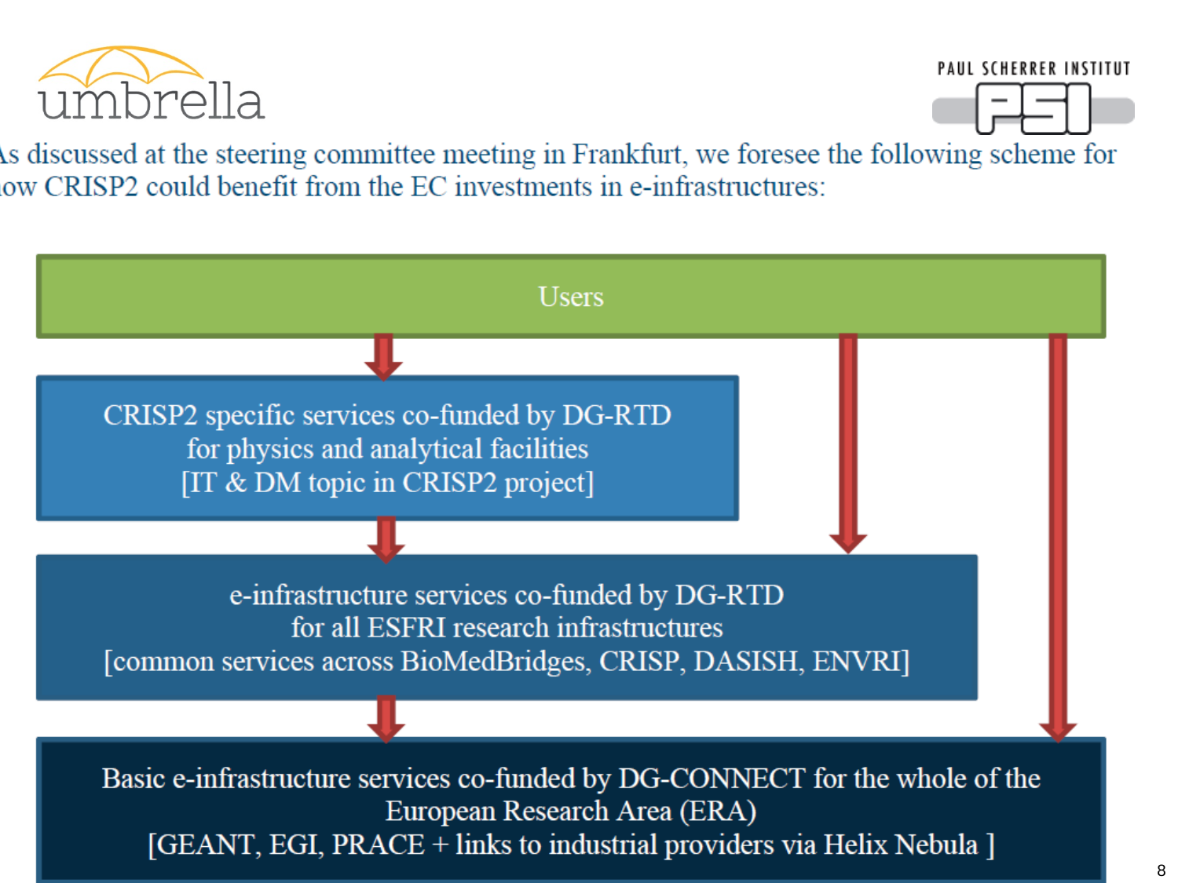As discussed at the steering committee meeting in Frankfurt, we foresee the following scheme for how CRISP2 could benefit from the EC investments in e-infrastructures:

Users

CRISP2 specific services co-funded by DG-RTD
for physics and analytical facilities
[IT & DM topic in CRISP2 project]

e-infrastructure services co-funded by DG-RTD
for all ESFRI research infrastructures
[common services across BioMedBridges, CRISP, DASISH, ENVRI]

Basic e-infrastructure services co-funded by DG-CONNECT for the whole of the European Research Area (ERA)
[GEANT, EGI, PRACE + links to industrial providers via Helix Nebula ]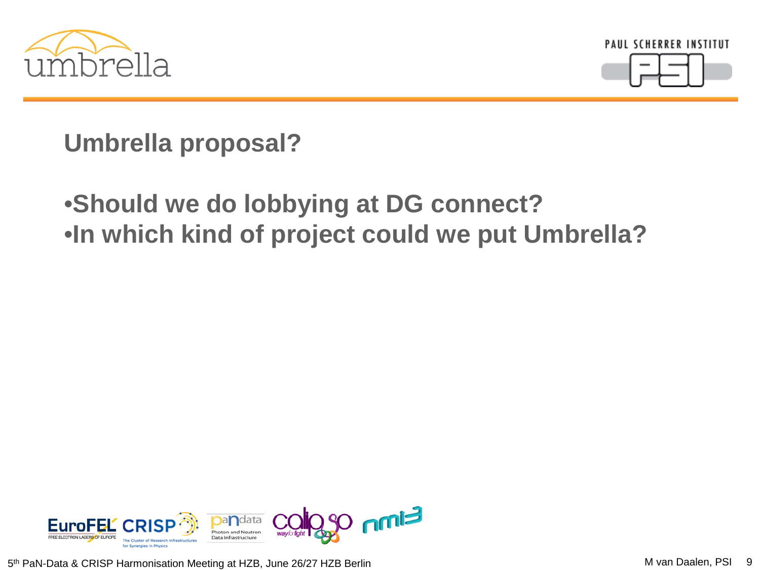## Umbrella proposal?

- Should we do lobbying at DG connect?
- In which kind of project could we put Umbrella?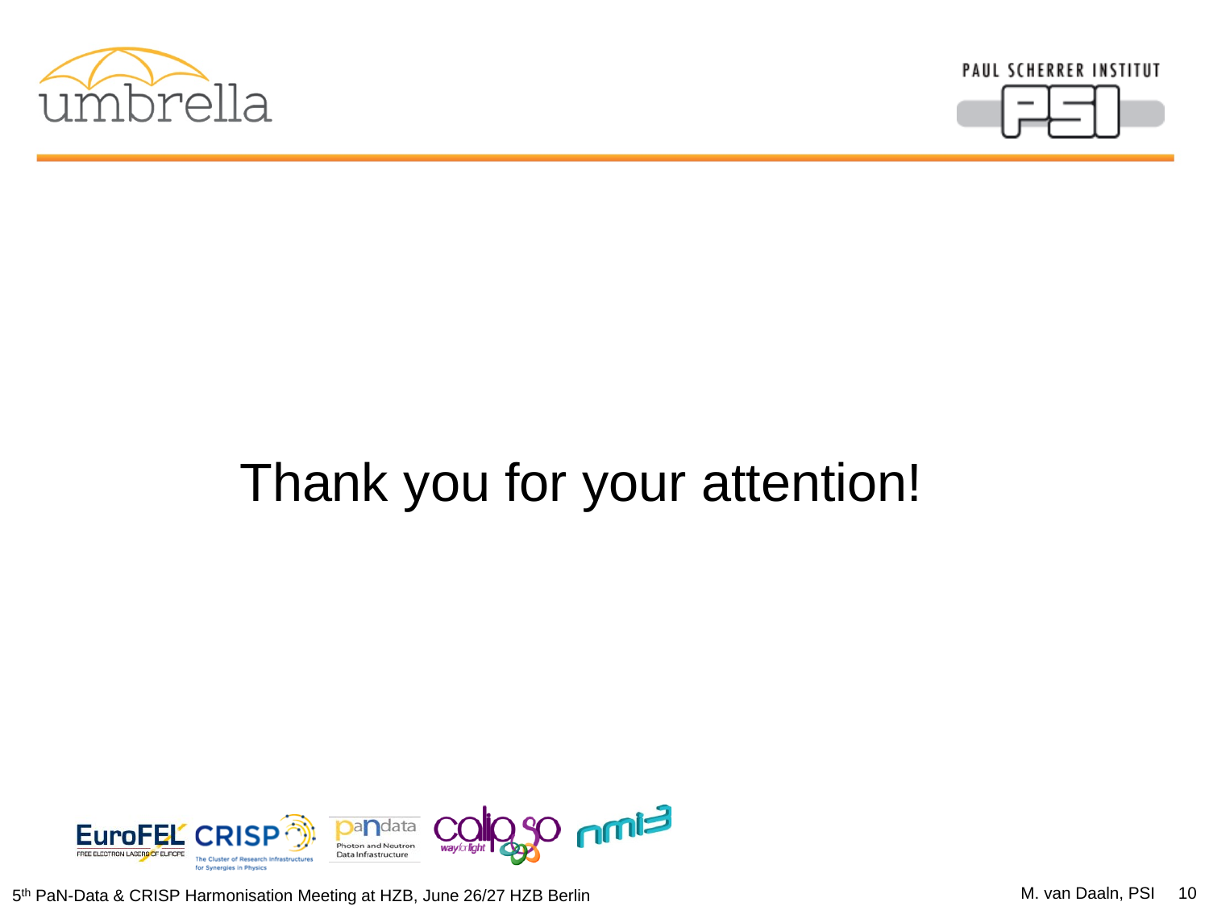Thank you for your attention!